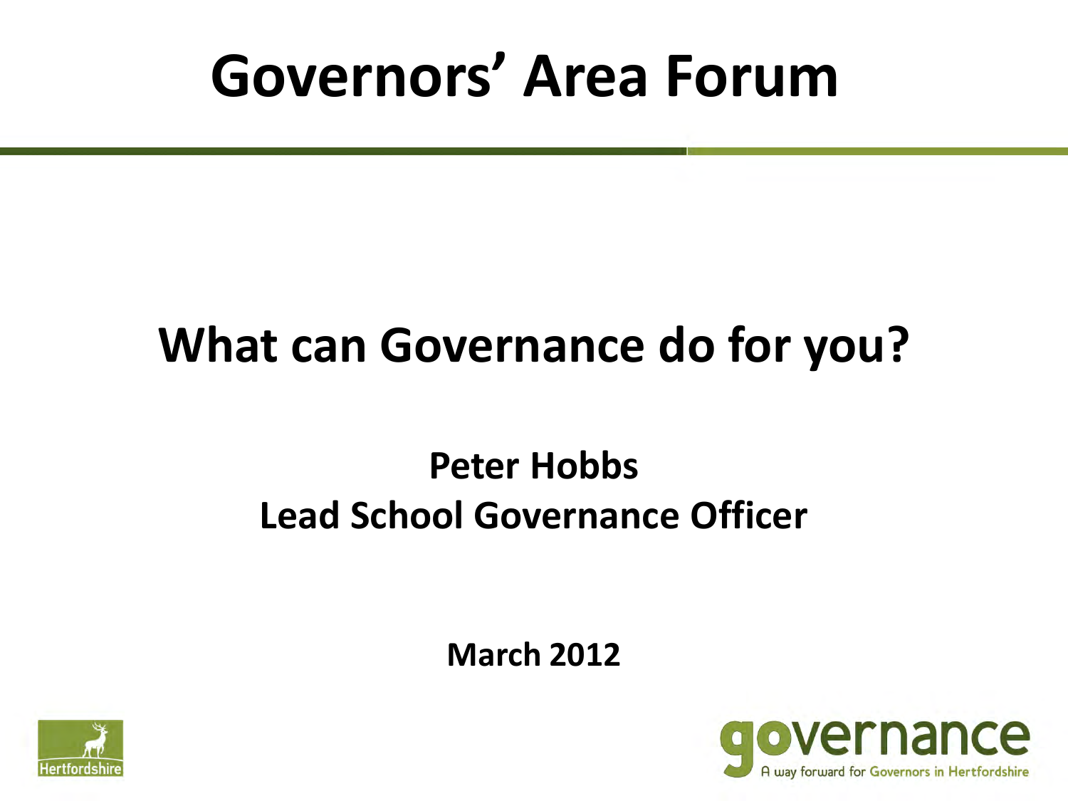# Governors' Area Forum

## What can Governance do for you?

**Peter Hobbs**
**Lead School Governance Officer**

**March 2012**

Hertfordshire

governance
A way forward for Governors in Hertfordshire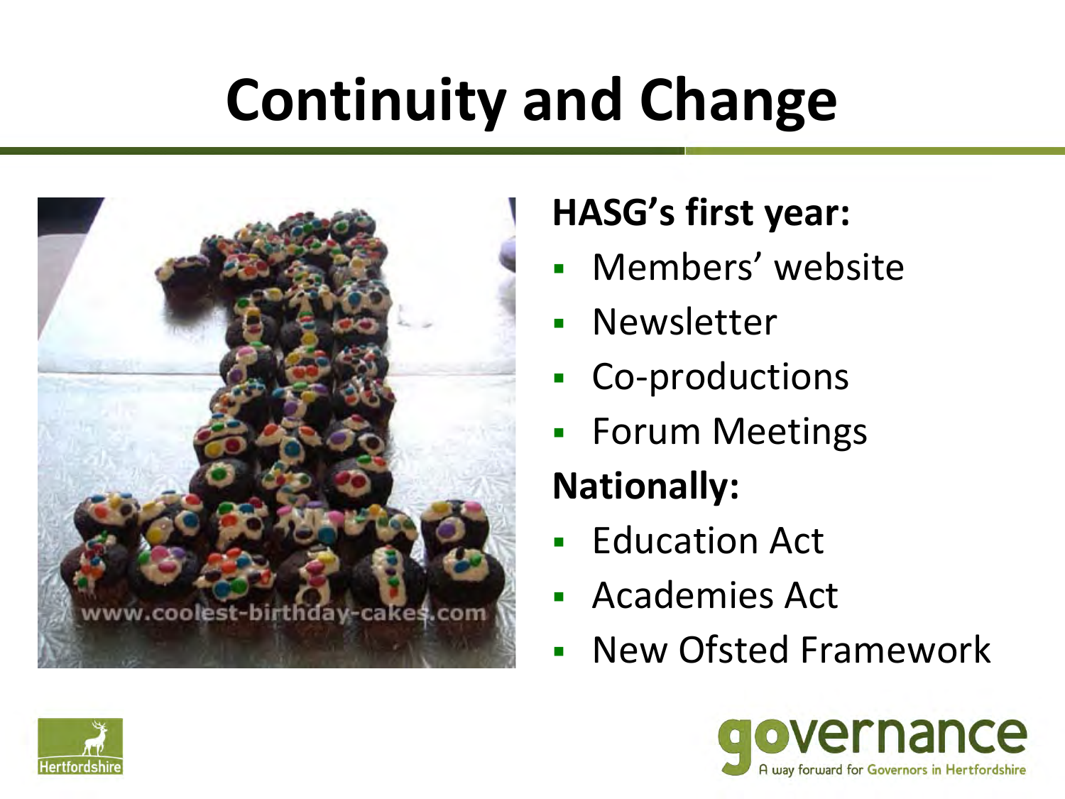# Continuity and Change

**HASG's first year:**

- Members' website
- Newsletter
- Co-productions
- Forum Meetings

**Nationally:**

- Education Act
- Academies Act
- New Ofsted Framework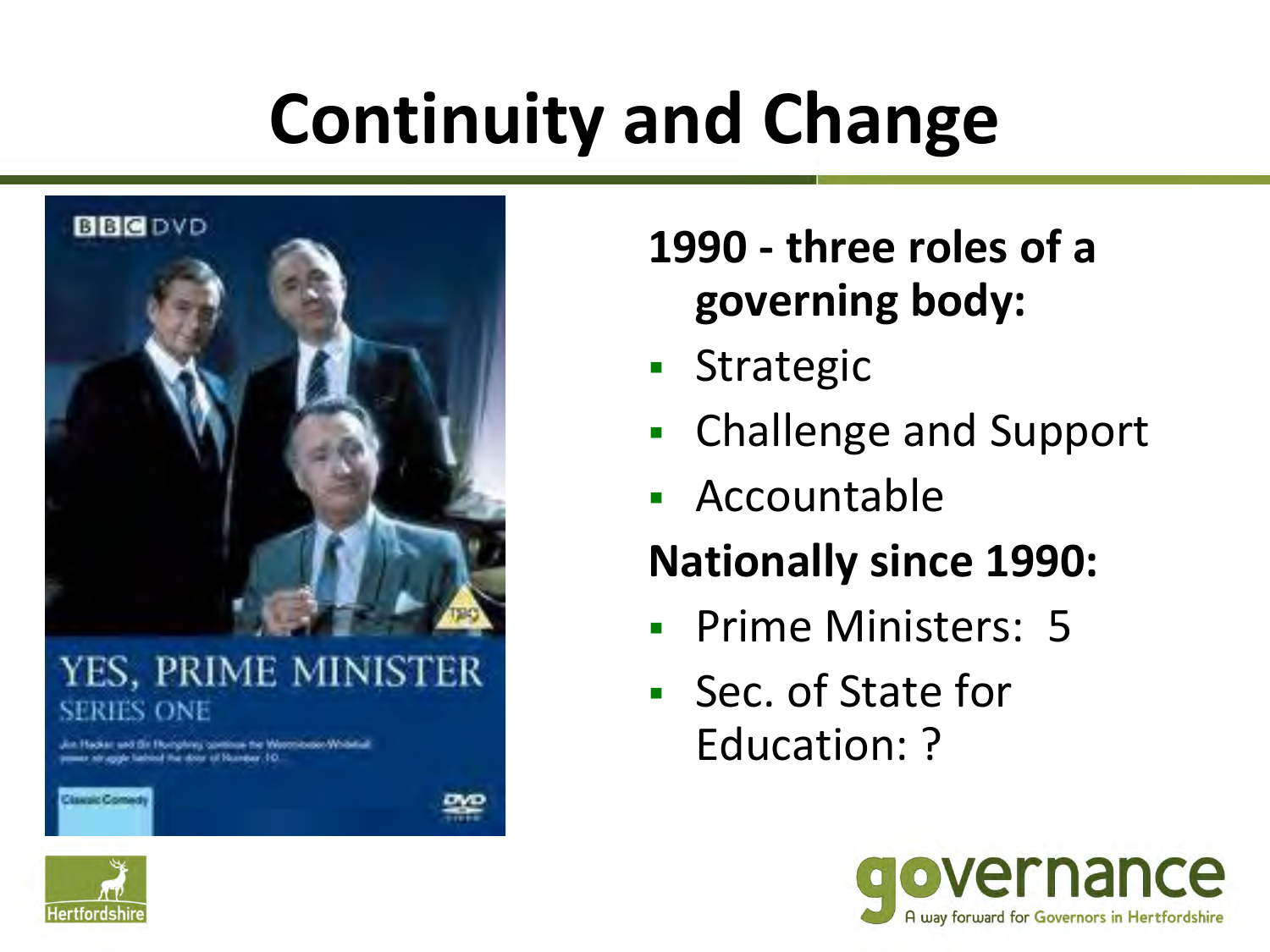# Continuity and Change

**1990 - three roles of a governing body:**

- Strategic
- Challenge and Support
- Accountable

**Nationally since 1990:**

- Prime Ministers: 5
- Sec. of State for Education: ?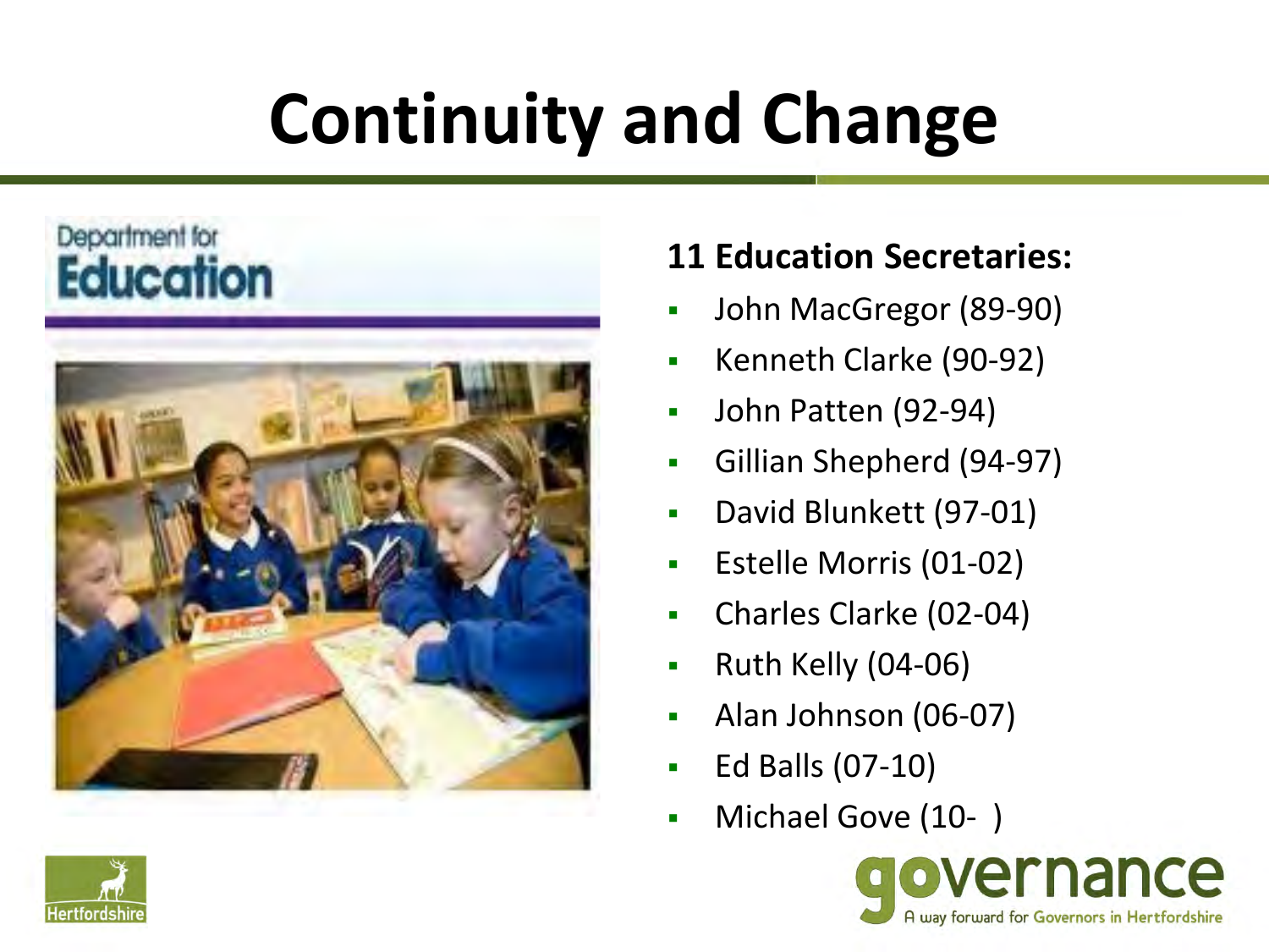# Continuity and Change

**11 Education Secretaries:**

- John MacGregor (89-90)
- Kenneth Clarke (90-92)
- John Patten (92-94)
- Gillian Shepherd (94-97)
- David Blunkett (97-01)
- Estelle Morris (01-02)
- Charles Clarke (02-04)
- Ruth Kelly (04-06)
- Alan Johnson (06-07)
- Ed Balls (07-10)
- Michael Gove (10- )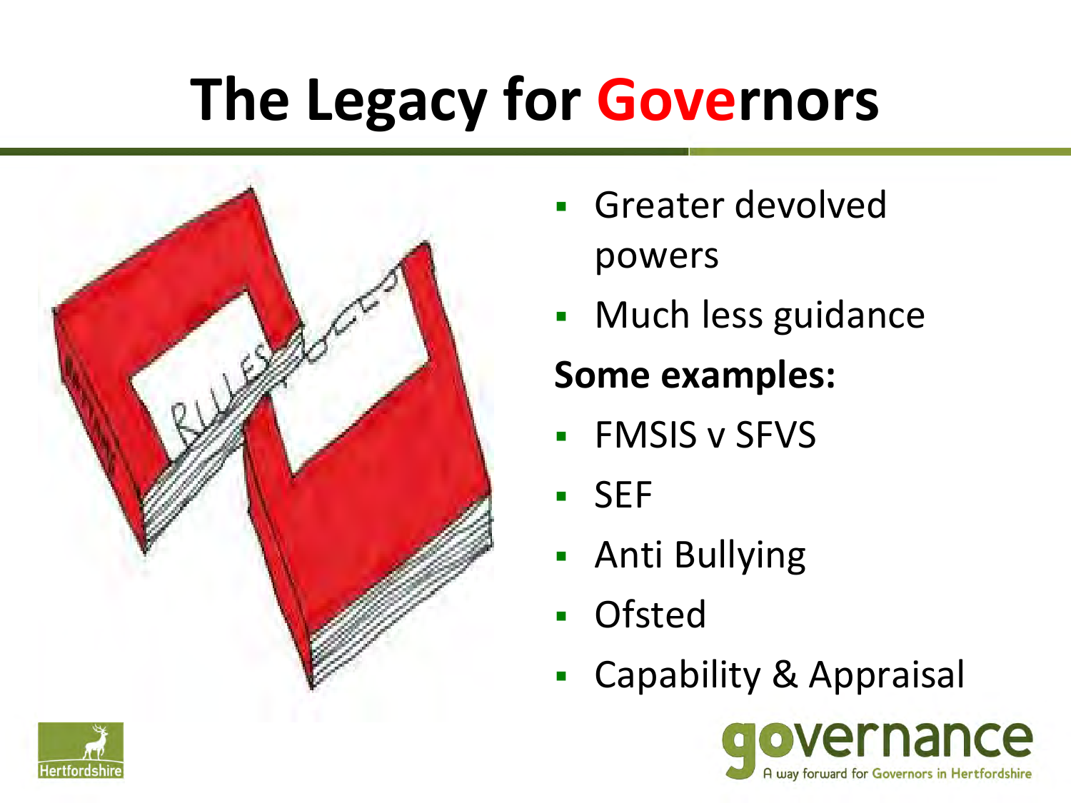# The Legacy for Governors

- Greater devolved powers
- Much less guidance

**Some examples:**

- FMSIS v SFVS
- SEF
- Anti Bullying
- Ofsted
- Capability & Appraisal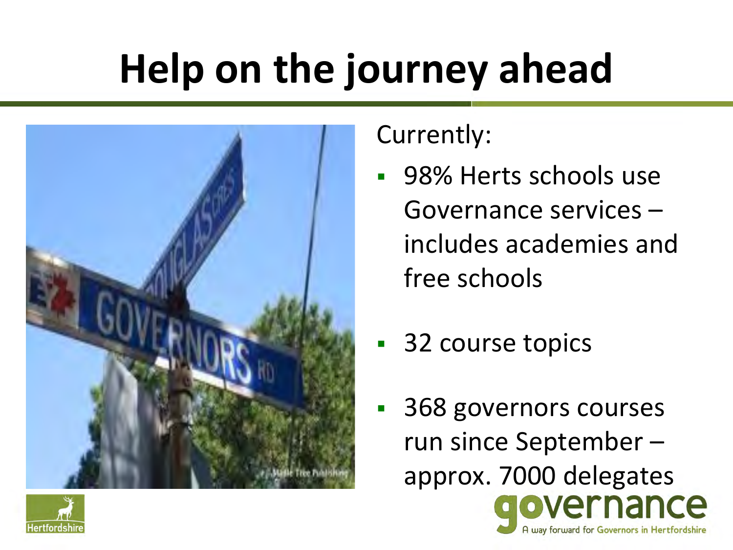# Help on the journey ahead

Currently:

- 98% Herts schools use Governance services – includes academies and free schools
- 32 course topics
- 368 governors courses run since September – approx. 7000 delegates

governance

A way forward for Governors in Hertfordshire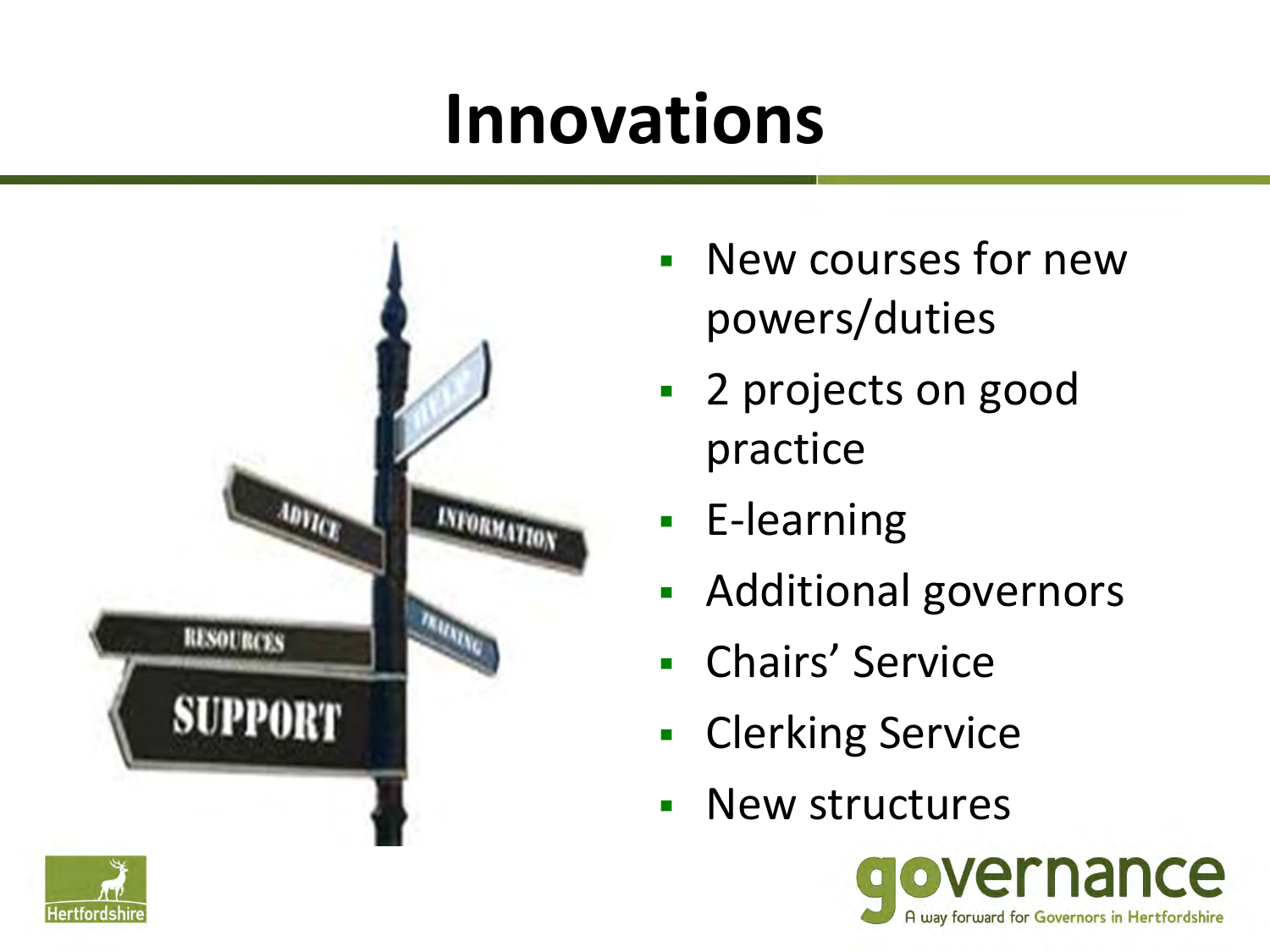# Innovations

- New courses for new powers/duties
- 2 projects on good practice
- E-learning
- Additional governors
- Chairs' Service
- Clerking Service
- New structures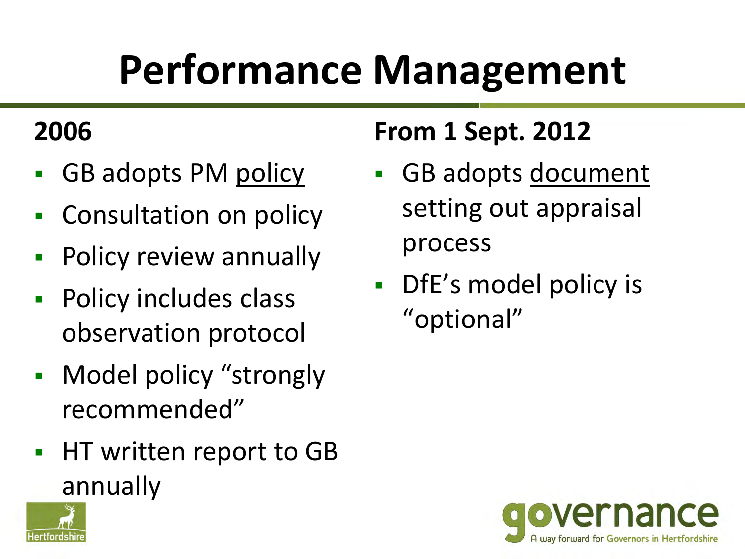# Performance Management

**2006**

- GB adopts PM policy
- Consultation on policy
- Policy review annually
- Policy includes class observation protocol
- Model policy "strongly recommended"
- HT written report to GB annually

**From 1 Sept. 2012**

- GB adopts document setting out appraisal process
- DfE's model policy is "optional"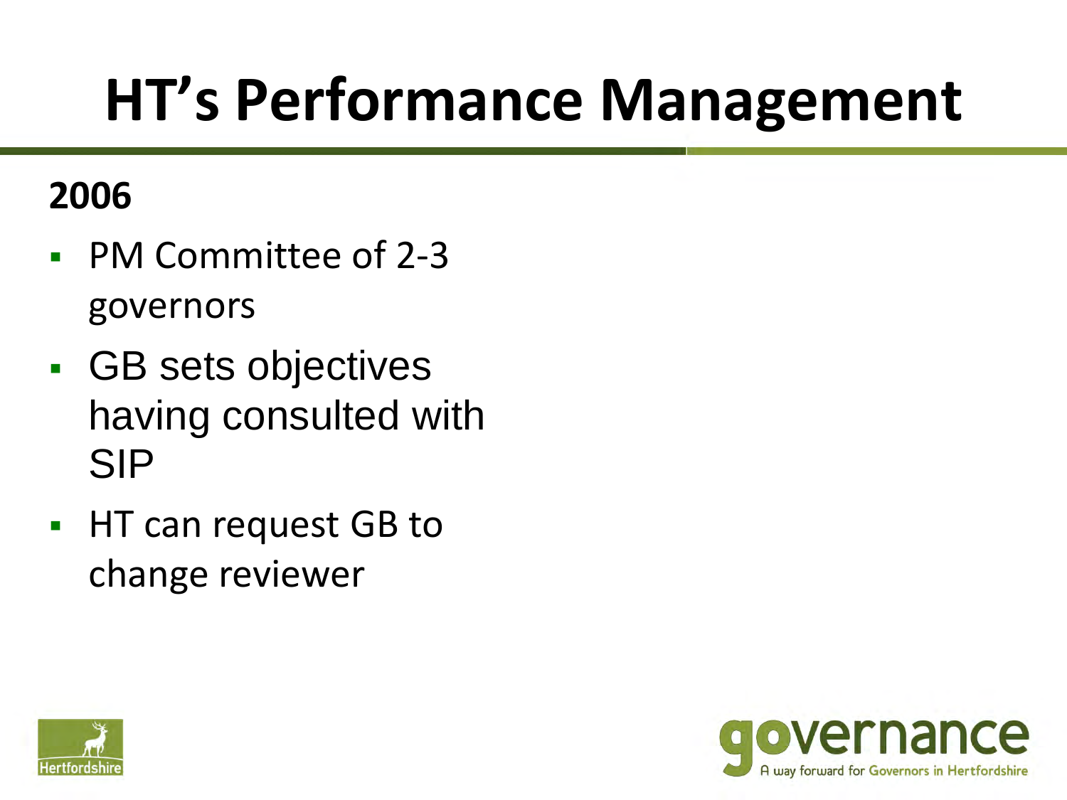# HT's Performance Management

**2006**

- PM Committee of 2-3 governors
- GB sets objectives having consulted with SIP
- HT can request GB to change reviewer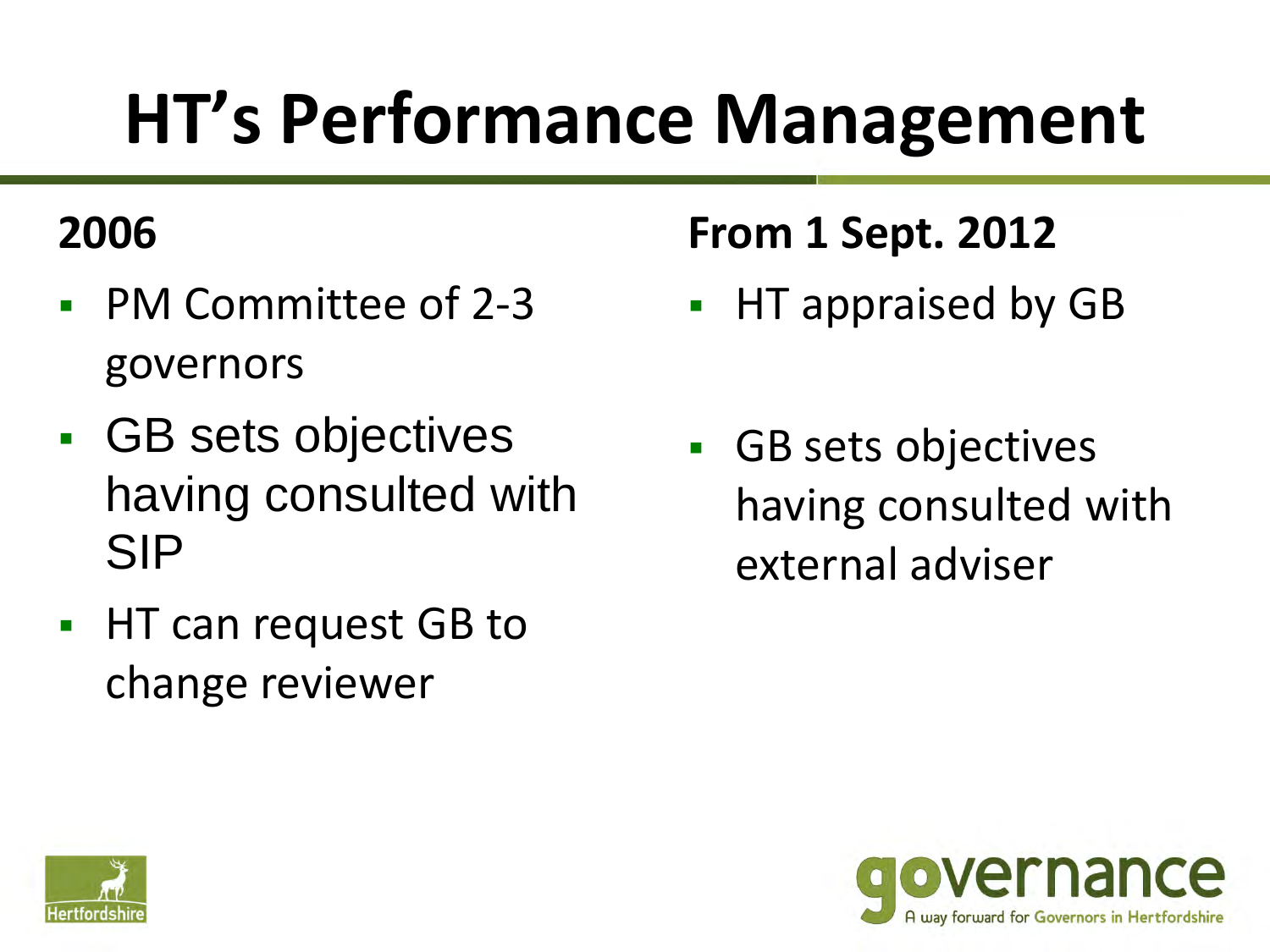# HT's Performance Management

## 2006

- PM Committee of 2-3 governors
- GB sets objectives having consulted with SIP
- HT can request GB to change reviewer

## From 1 Sept. 2012

- HT appraised by GB
- GB sets objectives having consulted with external adviser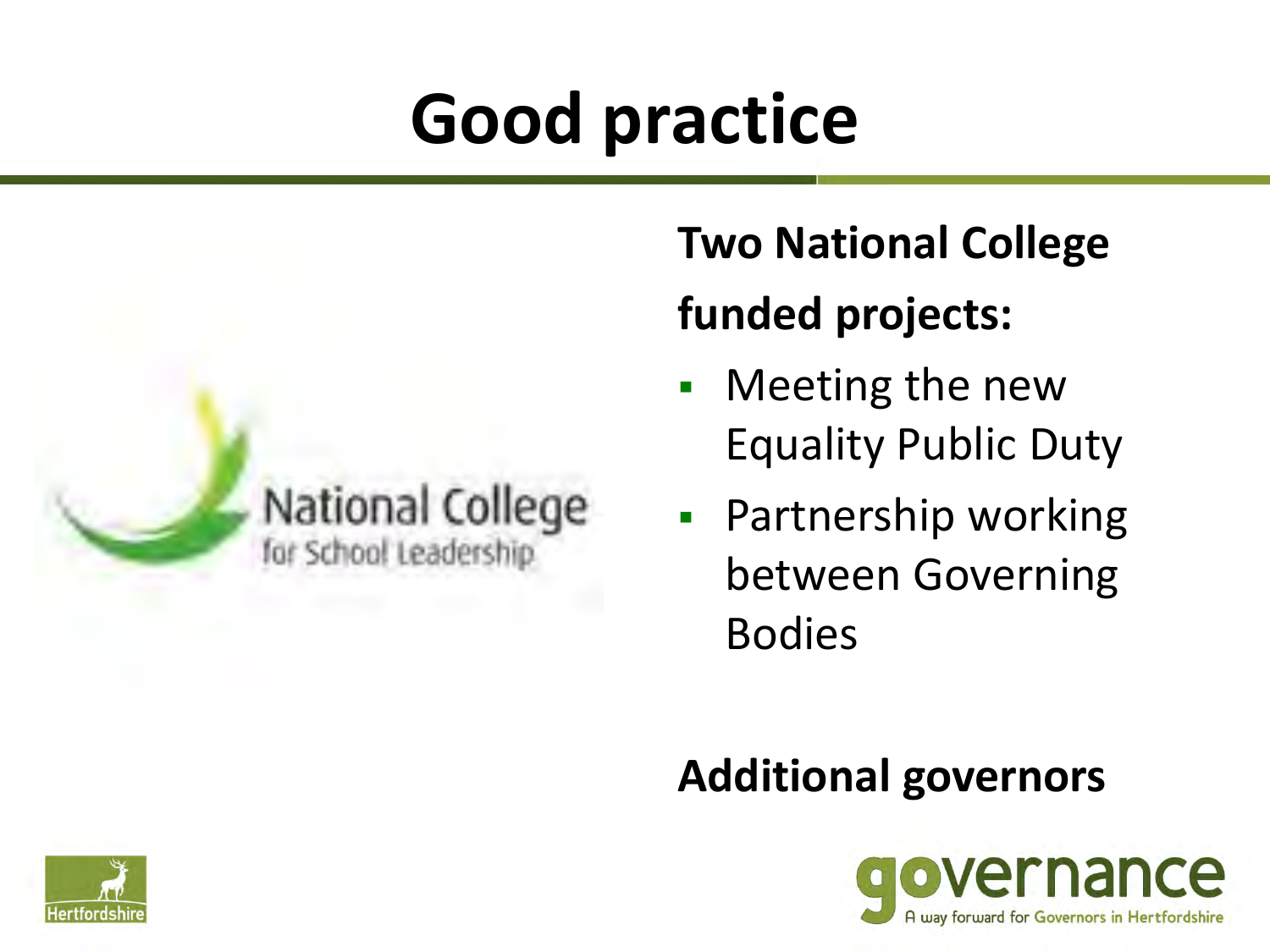# Good practice

**Two National College funded projects:**

- Meeting the new Equality Public Duty
- Partnership working between Governing Bodies

**Additional governors**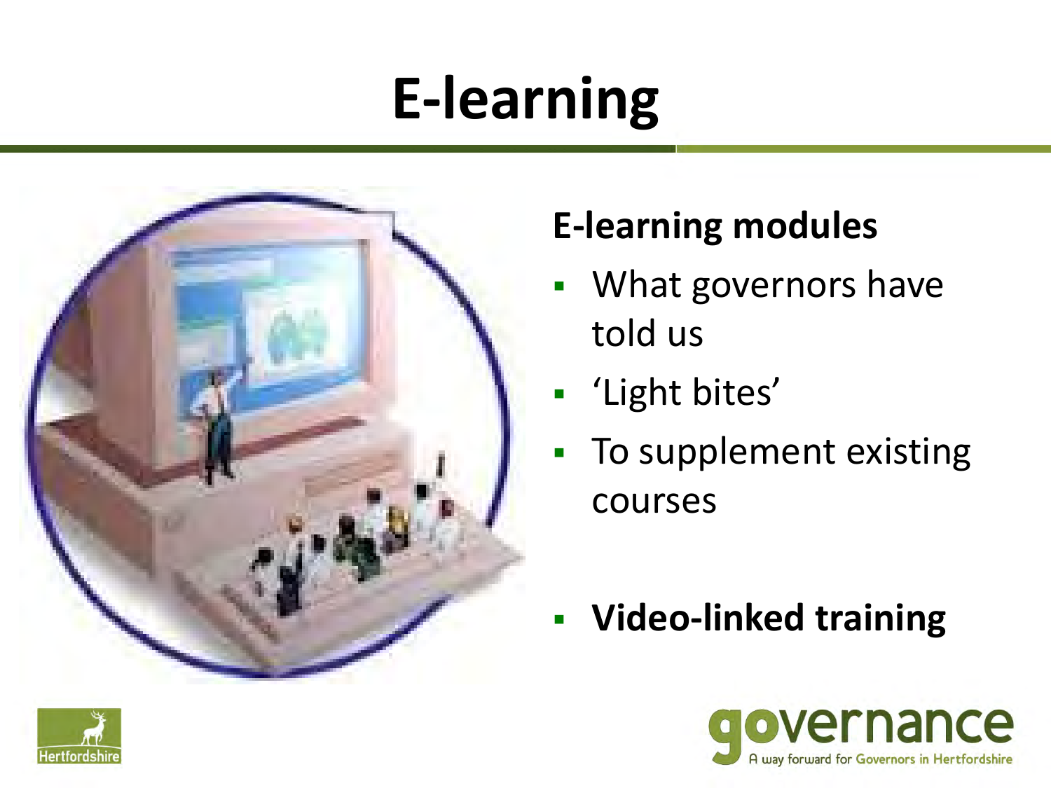# E-learning

## E-learning modules

- What governors have told us
- 'Light bites'
- To supplement existing courses

- **Video-linked training**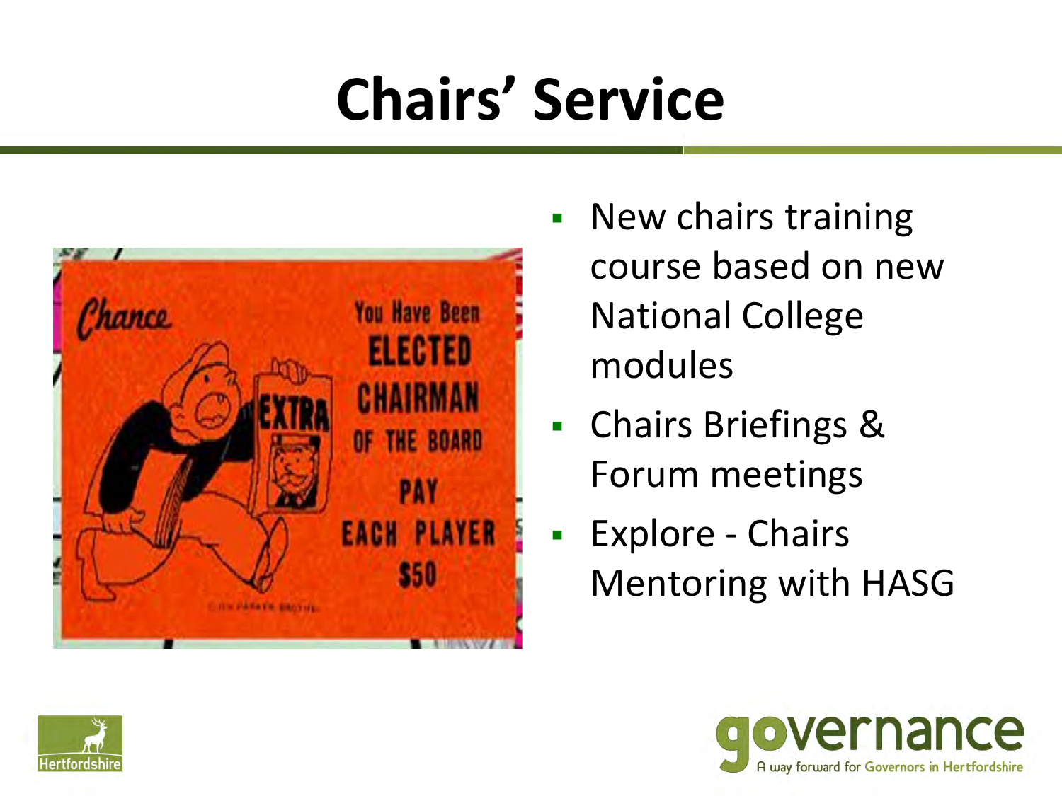# Chairs' Service

- New chairs training course based on new National College modules
- Chairs Briefings & Forum meetings
- Explore - Chairs Mentoring with HASG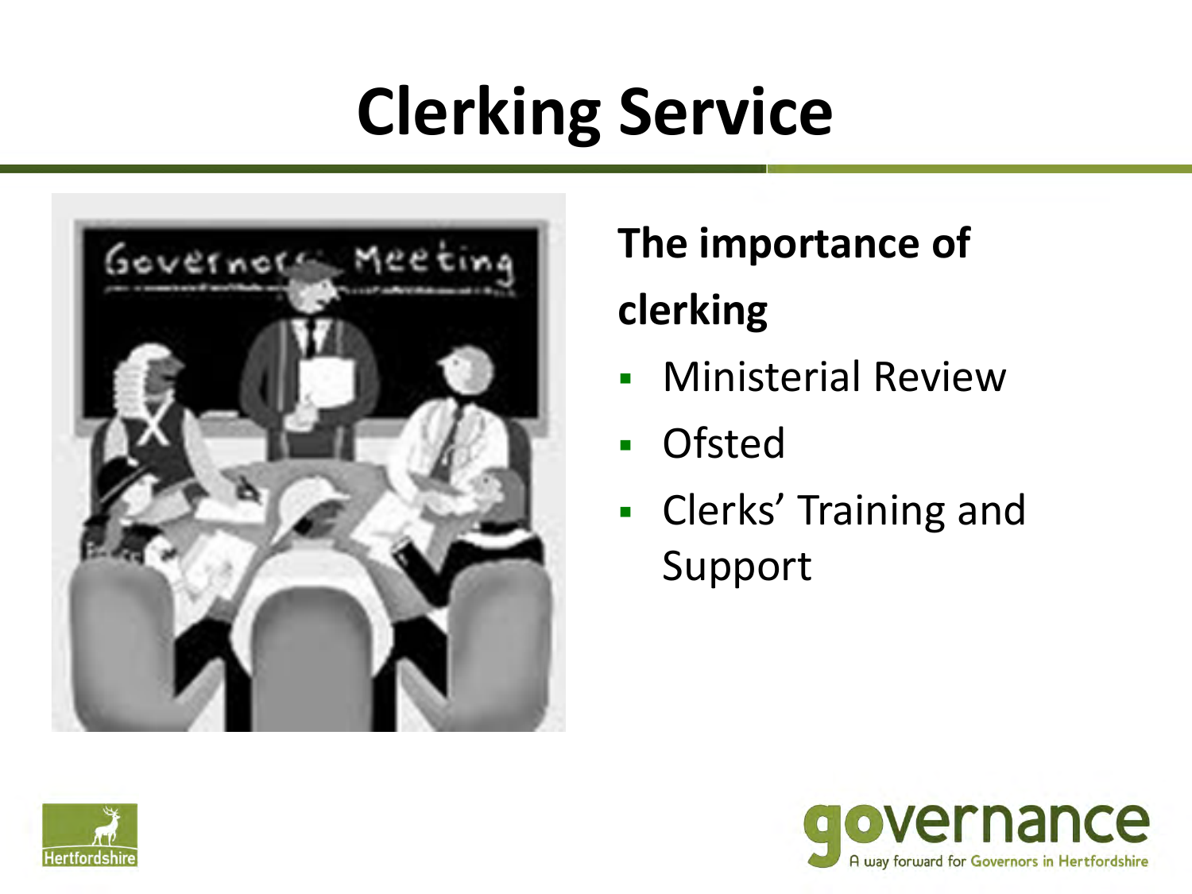# Clerking Service

**The importance of clerking**

- Ministerial Review
- Ofsted
- Clerks' Training and Support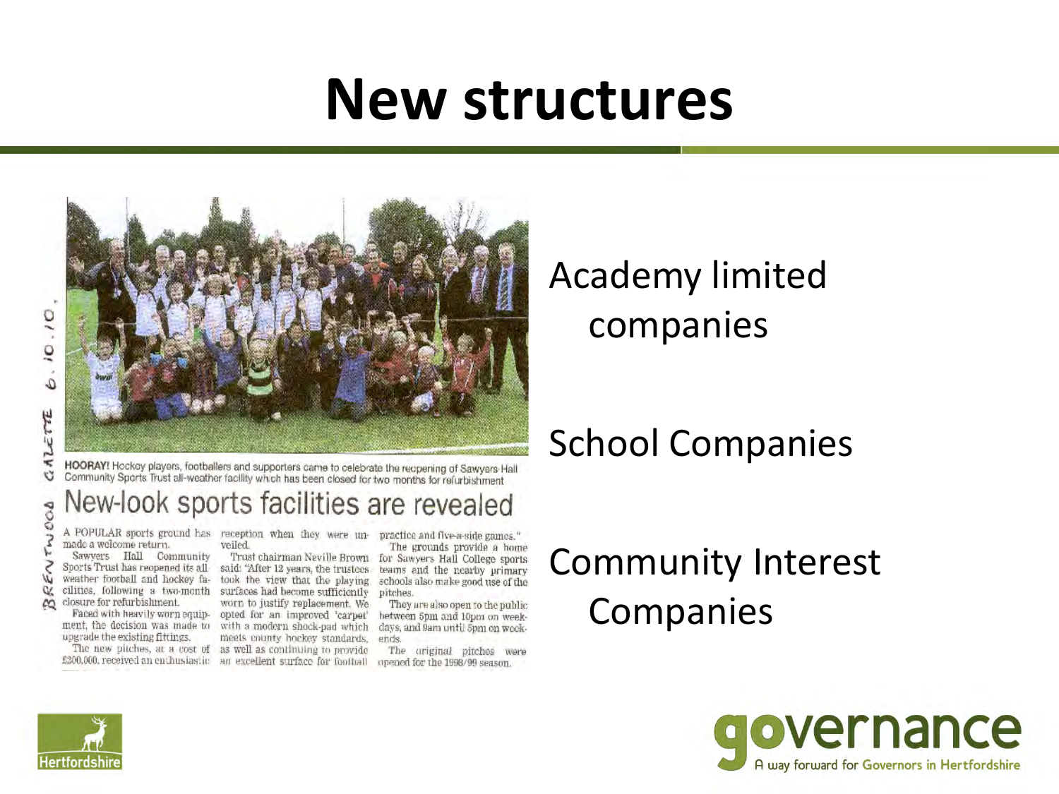# New structures

BRENTWOOD GAZETTE 6.10.10

HOORAY! Hockey players, footballers and supporters came to celebrate the reopening of Sawyers Hall Community Sports Trust all-weather facility which has been closed for two months for refurbishment

## New-look sports facilities are revealed

A POPULAR sports ground has made a welcome return.

Sawyers Hall Community Sports Trust has reopened its all weather football and hockey facilities, following a two-month closure for refurbishment.

Faced with heavily worn equipment, the decision was made to upgrade the existing fittings.

The new pitches, at a cost of £200,000, received an enthusiastic reception when they were unveiled.

Trust chairman Neville Brown said: "After 12 years, the trustees took the view that the playing surfaces had become sufficiently worn to justify replacement. We opted for an improved 'carpet' with a modern shock-pad which meets county hockey standards, as well as continuing to provide an excellent surface for football practice and five-a-side games."

The grounds provide a home for Sawyers Hall College sports teams and the nearby primary schools also make good use of the pitches.

They are also open to the public between 5pm and 10pm on weekdays, and 9am until 5pm on weekends.

The original pitches were opened for the 1998/99 season.

Academy limited companies

School Companies

Community Interest Companies

governance
A way forward for Governors in Hertfordshire

Hertfordshire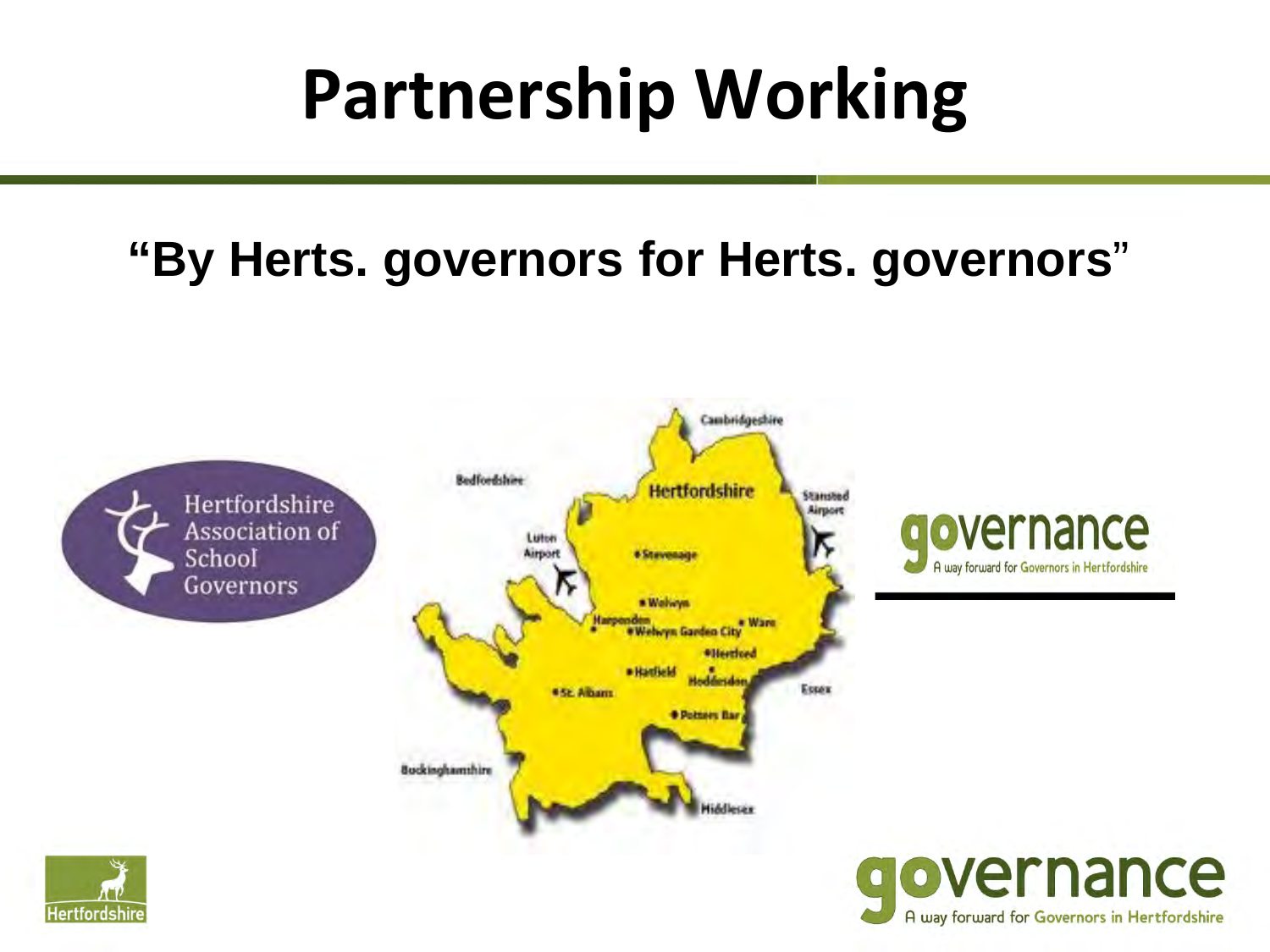# Partnership Working

**"By Herts. governors for Herts. governors"**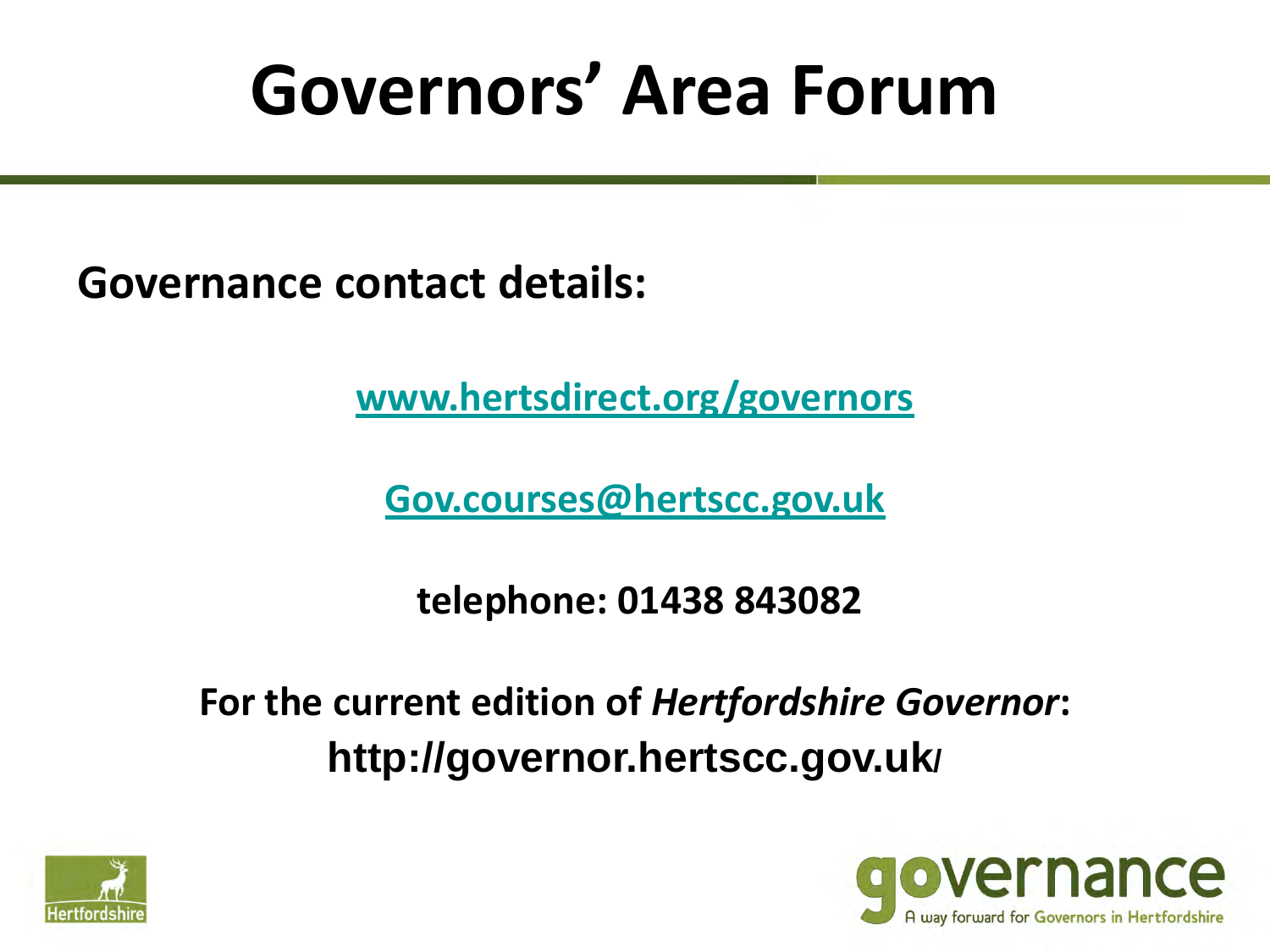# Governors' Area Forum

**Governance contact details:**

www.hertsdirect.org/governors

Gov.courses@hertscc.gov.uk

**telephone: 01438 843082**

**For the current edition of *Hertfordshire Governor*:**
**http://governor.hertscc.gov.uk/**

Hertfordshire

governance
A way forward for Governors in Hertfordshire